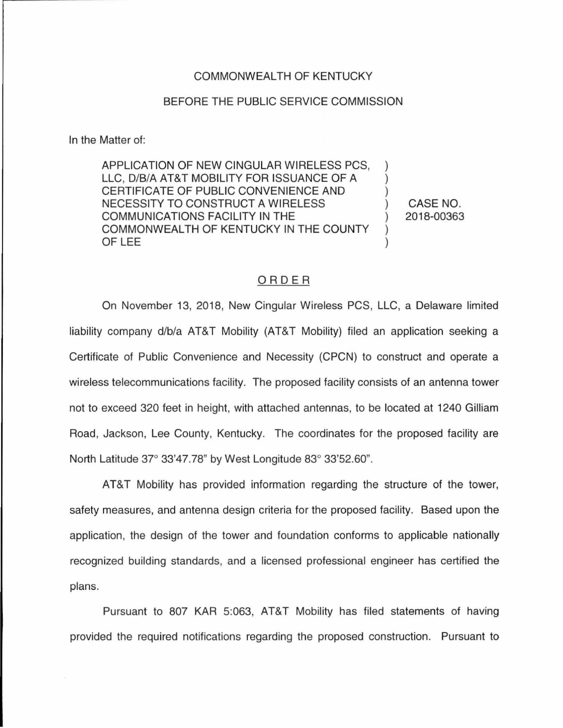COMMONWEALTH OF KENTUCKY

BEFORE THE PUBLIC SERVICE COMMISSION

In the Matter of:

| | | |
|---|---|---|
| APPLICATION OF NEW CINGULAR WIRELESS PCS, LLC, D/B/A AT&T MOBILITY FOR ISSUANCE OF A CERTIFICATE OF PUBLIC CONVENIENCE AND NECESSITY TO CONSTRUCT A WIRELESS COMMUNICATIONS FACILITY IN THE COMMONWEALTH OF KENTUCKY IN THE COUNTY OF LEE | ) | CASE NO. 2018-00363 |

ORDER

On November 13, 2018, New Cingular Wireless PCS, LLC, a Delaware limited liability company d/b/a AT&T Mobility (AT&T Mobility) filed an application seeking a Certificate of Public Convenience and Necessity (CPCN) to construct and operate a wireless telecommunications facility. The proposed facility consists of an antenna tower not to exceed 320 feet in height, with attached antennas, to be located at 1240 Gilliam Road, Jackson, Lee County, Kentucky. The coordinates for the proposed facility are North Latitude 37° 33'47.78" by West Longitude 83° 33'52.60".

AT&T Mobility has provided information regarding the structure of the tower, safety measures, and antenna design criteria for the proposed facility. Based upon the application, the design of the tower and foundation conforms to applicable nationally recognized building standards, and a licensed professional engineer has certified the plans.

Pursuant to 807 KAR 5:063, AT&T Mobility has filed statements of having provided the required notifications regarding the proposed construction. Pursuant to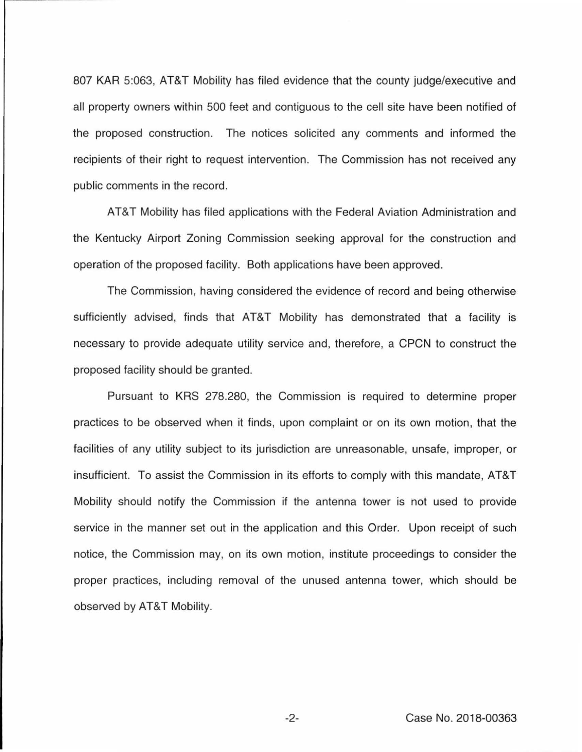807 KAR 5:063, AT&T Mobility has filed evidence that the county judge/executive and all property owners within 500 feet and contiguous to the cell site have been notified of the proposed construction. The notices solicited any comments and informed the recipients of their right to request intervention. The Commission has not received any public comments in the record.

AT&T Mobility has filed applications with the Federal Aviation Administration and the Kentucky Airport Zoning Commission seeking approval for the construction and operation of the proposed facility. Both applications have been approved.

The Commission, having considered the evidence of record and being otherwise sufficiently advised, finds that AT&T Mobility has demonstrated that a facility is necessary to provide adequate utility service and, therefore, a CPCN to construct the proposed facility should be granted.

Pursuant to KRS 278.280, the Commission is required to determine proper practices to be observed when it finds, upon complaint or on its own motion, that the facilities of any utility subject to its jurisdiction are unreasonable, unsafe, improper, or insufficient. To assist the Commission in its efforts to comply with this mandate, AT&T Mobility should notify the Commission if the antenna tower is not used to provide service in the manner set out in the application and this Order. Upon receipt of such notice, the Commission may, on its own motion, institute proceedings to consider the proper practices, including removal of the unused antenna tower, which should be observed by AT&T Mobility.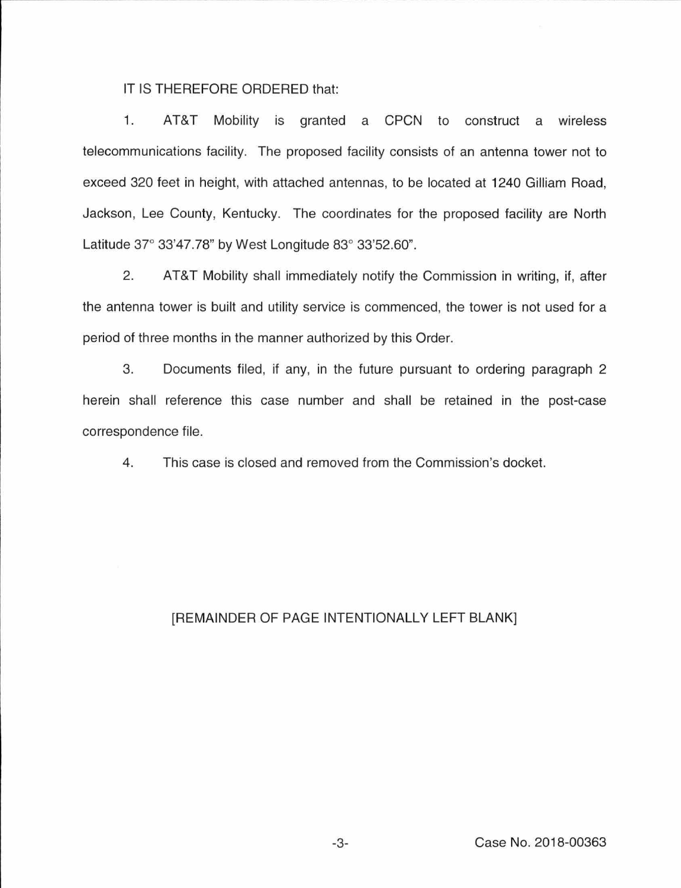IT IS THEREFORE ORDERED that:

1. AT&T Mobility is granted a CPCN to construct a wireless telecommunications facility. The proposed facility consists of an antenna tower not to exceed 320 feet in height, with attached antennas, to be located at 1240 Gilliam Road, Jackson, Lee County, Kentucky. The coordinates for the proposed facility are North Latitude 37° 33'47.78" by West Longitude 83° 33'52.60".

2. AT&T Mobility shall immediately notify the Commission in writing, if, after the antenna tower is built and utility service is commenced, the tower is not used for a period of three months in the manner authorized by this Order.

3. Documents filed, if any, in the future pursuant to ordering paragraph 2 herein shall reference this case number and shall be retained in the post-case correspondence file.

4. This case is closed and removed from the Commission's docket.

[REMAINDER OF PAGE INTENTIONALLY LEFT BLANK]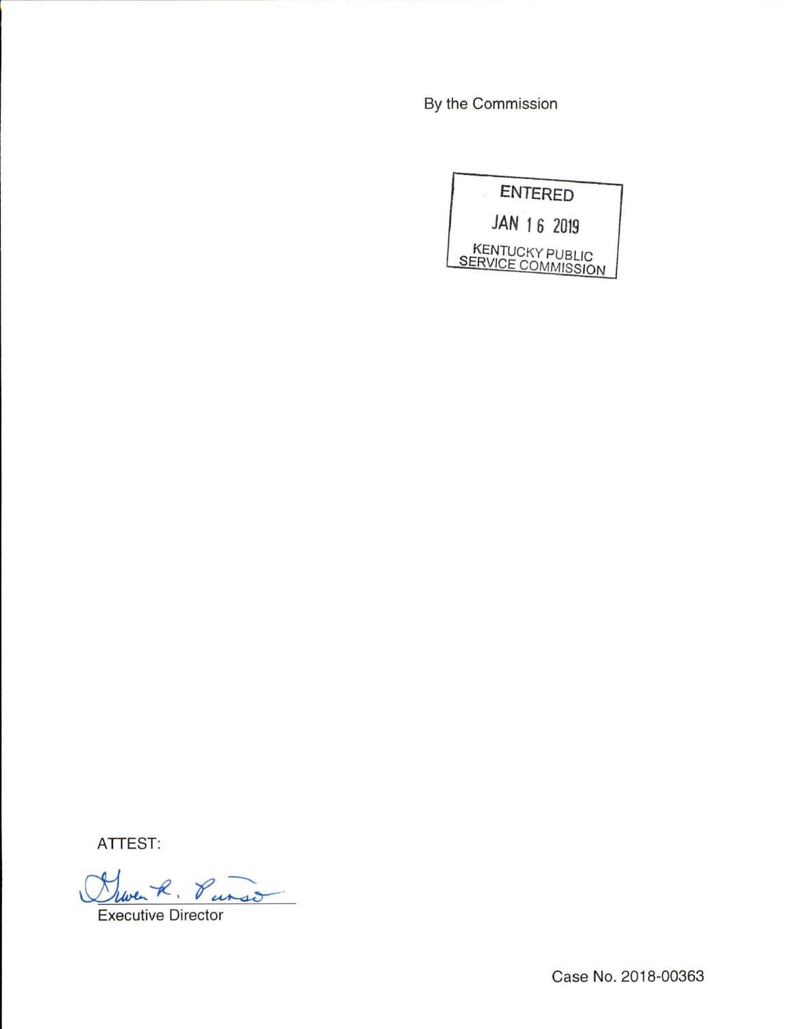By the Commission

ENTERED

JAN 16 2019

KENTUCKY PUBLIC SERVICE COMMISSION

ATTEST:

Executive Director

Case No. 2018-00363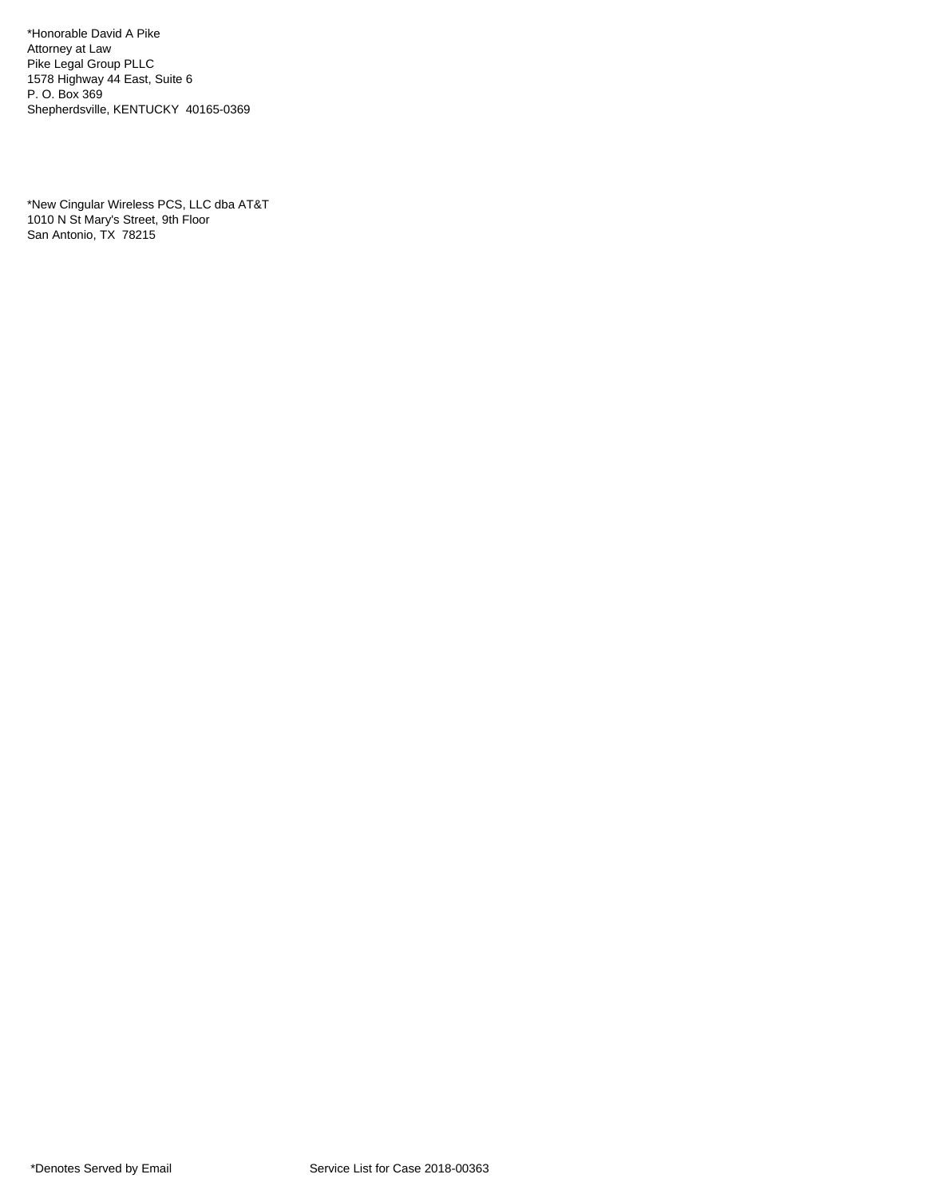*Honorable David A Pike
Attorney at Law
Pike Legal Group PLLC
1578 Highway 44 East, Suite 6
P. O. Box 369
Shepherdsville, KENTUCKY 40165-0369

*New Cingular Wireless PCS, LLC dba AT&T
1010 N St Mary's Street, 9th Floor
San Antonio, TX 78215

*Denotes Served by Email

Service List for Case 2018-00363